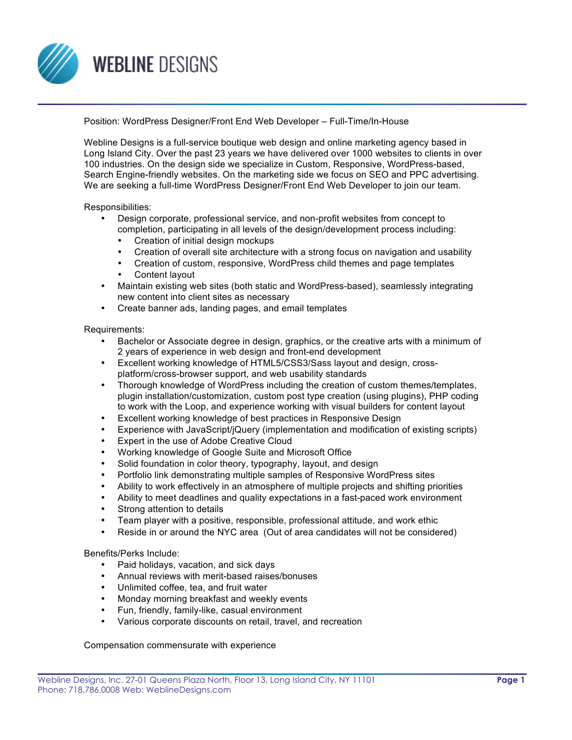# WEBLINE DESIGNS

Position: WordPress Designer/Front End Web Developer – Full-Time/In-House

Webline Designs is a full-service boutique web design and online marketing agency based in Long Island City. Over the past 23 years we have delivered over 1000 websites to clients in over 100 industries. On the design side we specialize in Custom, Responsive, WordPress-based, Search Engine-friendly websites. On the marketing side we focus on SEO and PPC advertising. We are seeking a full-time WordPress Designer/Front End Web Developer to join our team.

Responsibilities:

- Design corporate, professional service, and non-profit websites from concept to completion, participating in all levels of the design/development process including:
  - Creation of initial design mockups
  - Creation of overall site architecture with a strong focus on navigation and usability
  - Creation of custom, responsive, WordPress child themes and page templates
  - Content layout
- Maintain existing web sites (both static and WordPress-based), seamlessly integrating new content into client sites as necessary
- Create banner ads, landing pages, and email templates

Requirements:

- Bachelor or Associate degree in design, graphics, or the creative arts with a minimum of 2 years of experience in web design and front-end development
- Excellent working knowledge of HTML5/CSS3/Sass layout and design, cross-platform/cross-browser support, and web usability standards
- Thorough knowledge of WordPress including the creation of custom themes/templates, plugin installation/customization, custom post type creation (using plugins), PHP coding to work with the Loop, and experience working with visual builders for content layout
- Excellent working knowledge of best practices in Responsive Design
- Experience with JavaScript/jQuery (implementation and modification of existing scripts)
- Expert in the use of Adobe Creative Cloud
- Working knowledge of Google Suite and Microsoft Office
- Solid foundation in color theory, typography, layout, and design
- Portfolio link demonstrating multiple samples of Responsive WordPress sites
- Ability to work effectively in an atmosphere of multiple projects and shifting priorities
- Ability to meet deadlines and quality expectations in a fast-paced work environment
- Strong attention to details
- Team player with a positive, responsible, professional attitude, and work ethic
- Reside in or around the NYC area (Out of area candidates will not be considered)

Benefits/Perks Include:

- Paid holidays, vacation, and sick days
- Annual reviews with merit-based raises/bonuses
- Unlimited coffee, tea, and fruit water
- Monday morning breakfast and weekly events
- Fun, friendly, family-like, casual environment
- Various corporate discounts on retail, travel, and recreation

Compensation commensurate with experience

Webline Designs, Inc. 27-01 Queens Plaza North, Floor 13, Long Island City, NY 11101
Phone: 718.786.0008 Web: WeblineDesigns.com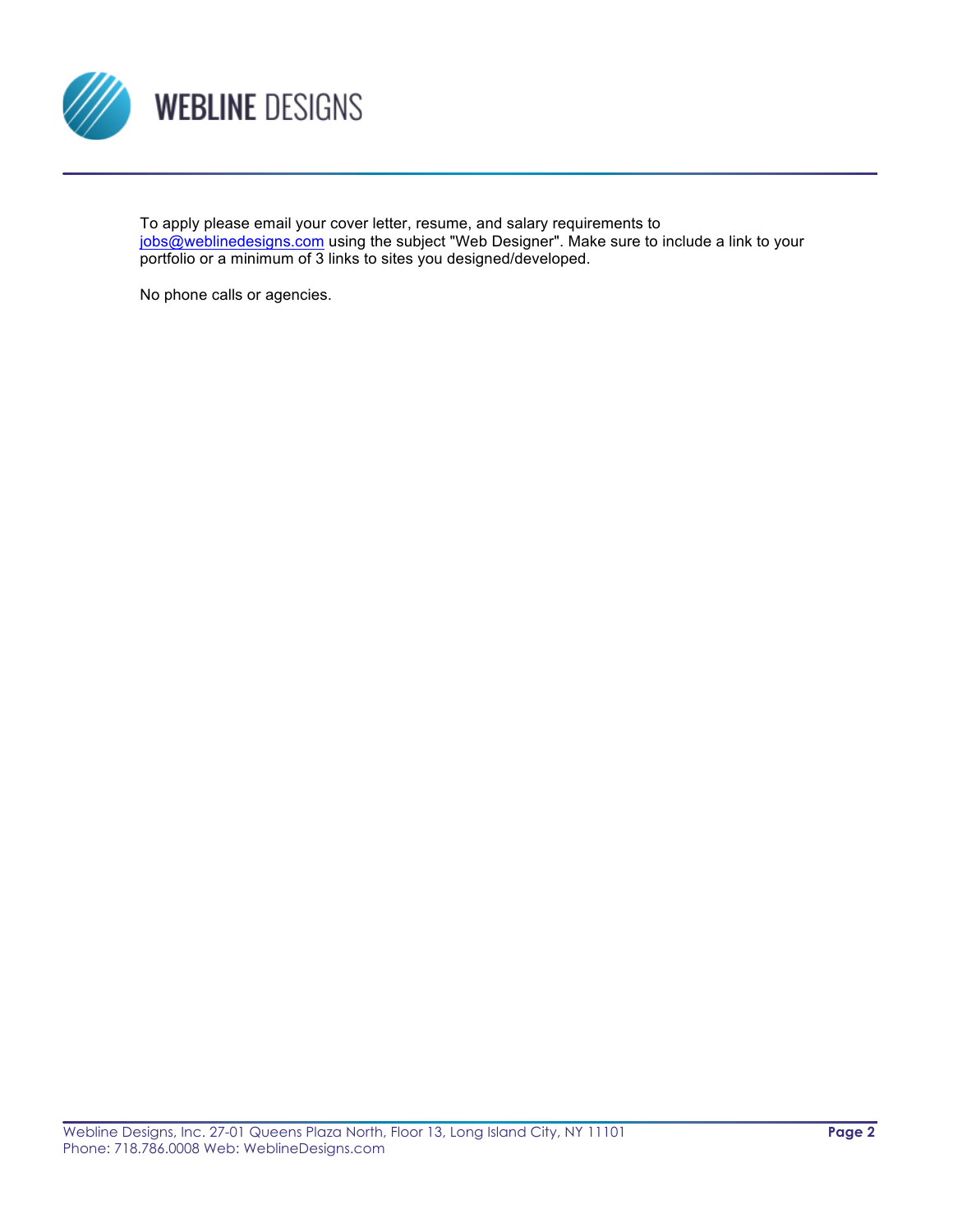To apply please email your cover letter, resume, and salary requirements to jobs@weblinedesigns.com using the subject "Web Designer". Make sure to include a link to your portfolio or a minimum of 3 links to sites you designed/developed.

No phone calls or agencies.